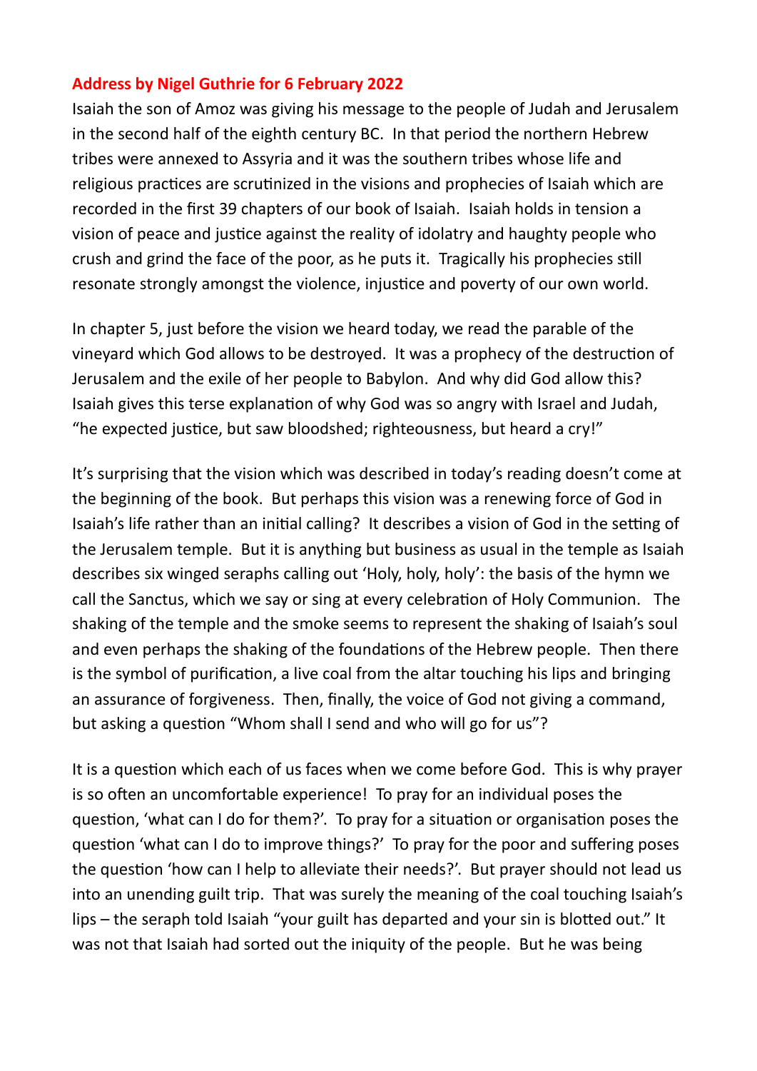**Address by Nigel Guthrie for 6 February 2022**

Isaiah the son of Amoz was giving his message to the people of Judah and Jerusalem in the second half of the eighth century BC. In that period the northern Hebrew tribes were annexed to Assyria and it was the southern tribes whose life and religious practices are scrutinized in the visions and prophecies of Isaiah which are recorded in the first 39 chapters of our book of Isaiah. Isaiah holds in tension a vision of peace and justice against the reality of idolatry and haughty people who crush and grind the face of the poor, as he puts it. Tragically his prophecies still resonate strongly amongst the violence, injustice and poverty of our own world.

In chapter 5, just before the vision we heard today, we read the parable of the vineyard which God allows to be destroyed. It was a prophecy of the destruction of Jerusalem and the exile of her people to Babylon. And why did God allow this? Isaiah gives this terse explanation of why God was so angry with Israel and Judah, "he expected justice, but saw bloodshed; righteousness, but heard a cry!"

It's surprising that the vision which was described in today's reading doesn't come at the beginning of the book. But perhaps this vision was a renewing force of God in Isaiah's life rather than an initial calling? It describes a vision of God in the setting of the Jerusalem temple. But it is anything but business as usual in the temple as Isaiah describes six winged seraphs calling out 'Holy, holy, holy': the basis of the hymn we call the Sanctus, which we say or sing at every celebration of Holy Communion. The shaking of the temple and the smoke seems to represent the shaking of Isaiah's soul and even perhaps the shaking of the foundations of the Hebrew people. Then there is the symbol of purification, a live coal from the altar touching his lips and bringing an assurance of forgiveness. Then, finally, the voice of God not giving a command, but asking a question "Whom shall I send and who will go for us"?

It is a question which each of us faces when we come before God. This is why prayer is so often an uncomfortable experience! To pray for an individual poses the question, 'what can I do for them?'. To pray for a situation or organisation poses the question 'what can I do to improve things?' To pray for the poor and suffering poses the question 'how can I help to alleviate their needs?'. But prayer should not lead us into an unending guilt trip. That was surely the meaning of the coal touching Isaiah's lips – the seraph told Isaiah "your guilt has departed and your sin is blotted out." It was not that Isaiah had sorted out the iniquity of the people. But he was being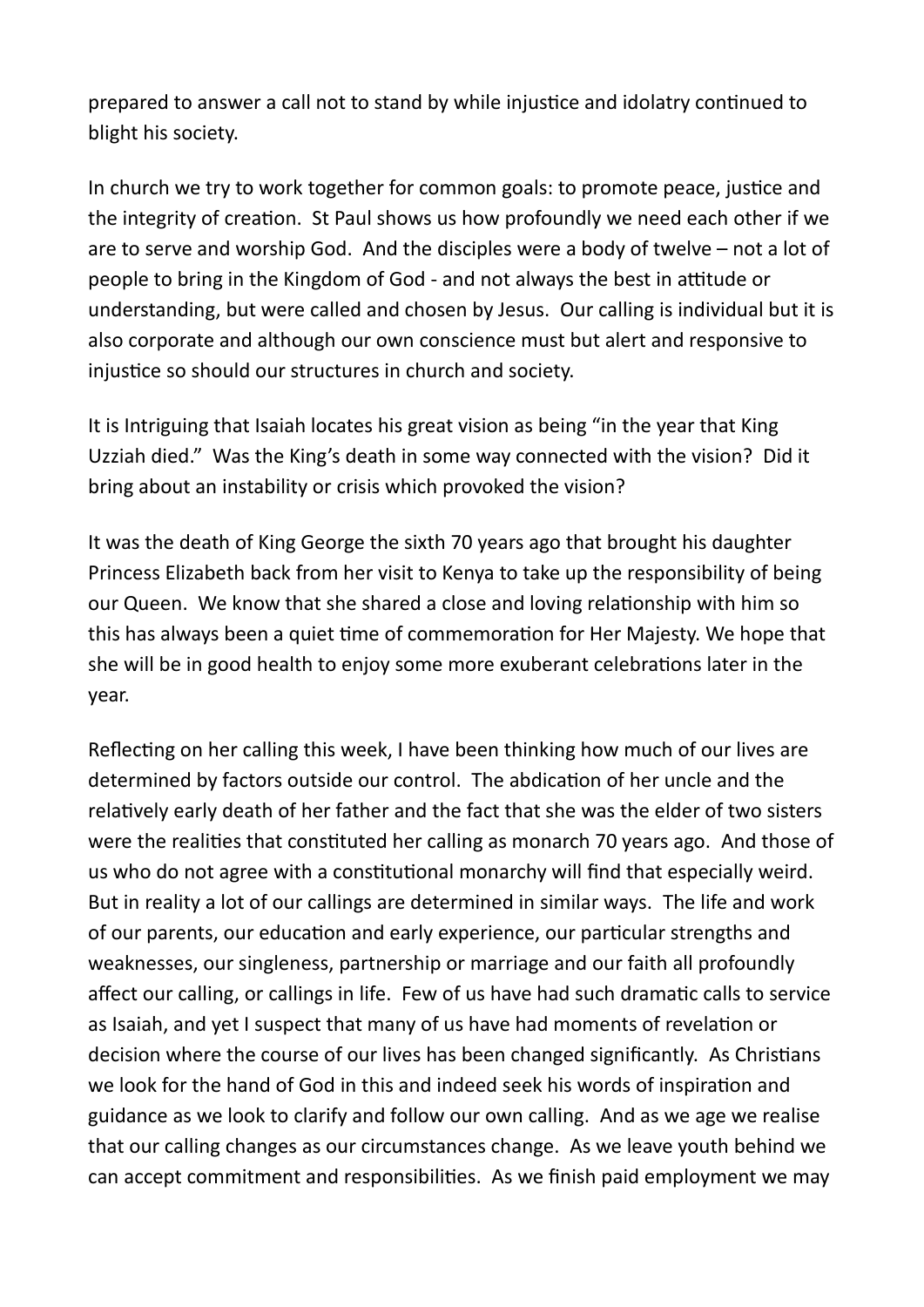prepared to answer a call not to stand by while injustice and idolatry continued to blight his society.

In church we try to work together for common goals: to promote peace, justice and the integrity of creation. St Paul shows us how profoundly we need each other if we are to serve and worship God. And the disciples were a body of twelve – not a lot of people to bring in the Kingdom of God - and not always the best in attitude or understanding, but were called and chosen by Jesus. Our calling is individual but it is also corporate and although our own conscience must but alert and responsive to injustice so should our structures in church and society.

It is Intriguing that Isaiah locates his great vision as being "in the year that King Uzziah died." Was the King's death in some way connected with the vision? Did it bring about an instability or crisis which provoked the vision?

It was the death of King George the sixth 70 years ago that brought his daughter Princess Elizabeth back from her visit to Kenya to take up the responsibility of being our Queen. We know that she shared a close and loving relationship with him so this has always been a quiet time of commemoration for Her Majesty. We hope that she will be in good health to enjoy some more exuberant celebrations later in the year.

Reflecting on her calling this week, I have been thinking how much of our lives are determined by factors outside our control. The abdication of her uncle and the relatively early death of her father and the fact that she was the elder of two sisters were the realities that constituted her calling as monarch 70 years ago. And those of us who do not agree with a constitutional monarchy will find that especially weird. But in reality a lot of our callings are determined in similar ways. The life and work of our parents, our education and early experience, our particular strengths and weaknesses, our singleness, partnership or marriage and our faith all profoundly affect our calling, or callings in life. Few of us have had such dramatic calls to service as Isaiah, and yet I suspect that many of us have had moments of revelation or decision where the course of our lives has been changed significantly. As Christians we look for the hand of God in this and indeed seek his words of inspiration and guidance as we look to clarify and follow our own calling. And as we age we realise that our calling changes as our circumstances change. As we leave youth behind we can accept commitment and responsibilities. As we finish paid employment we may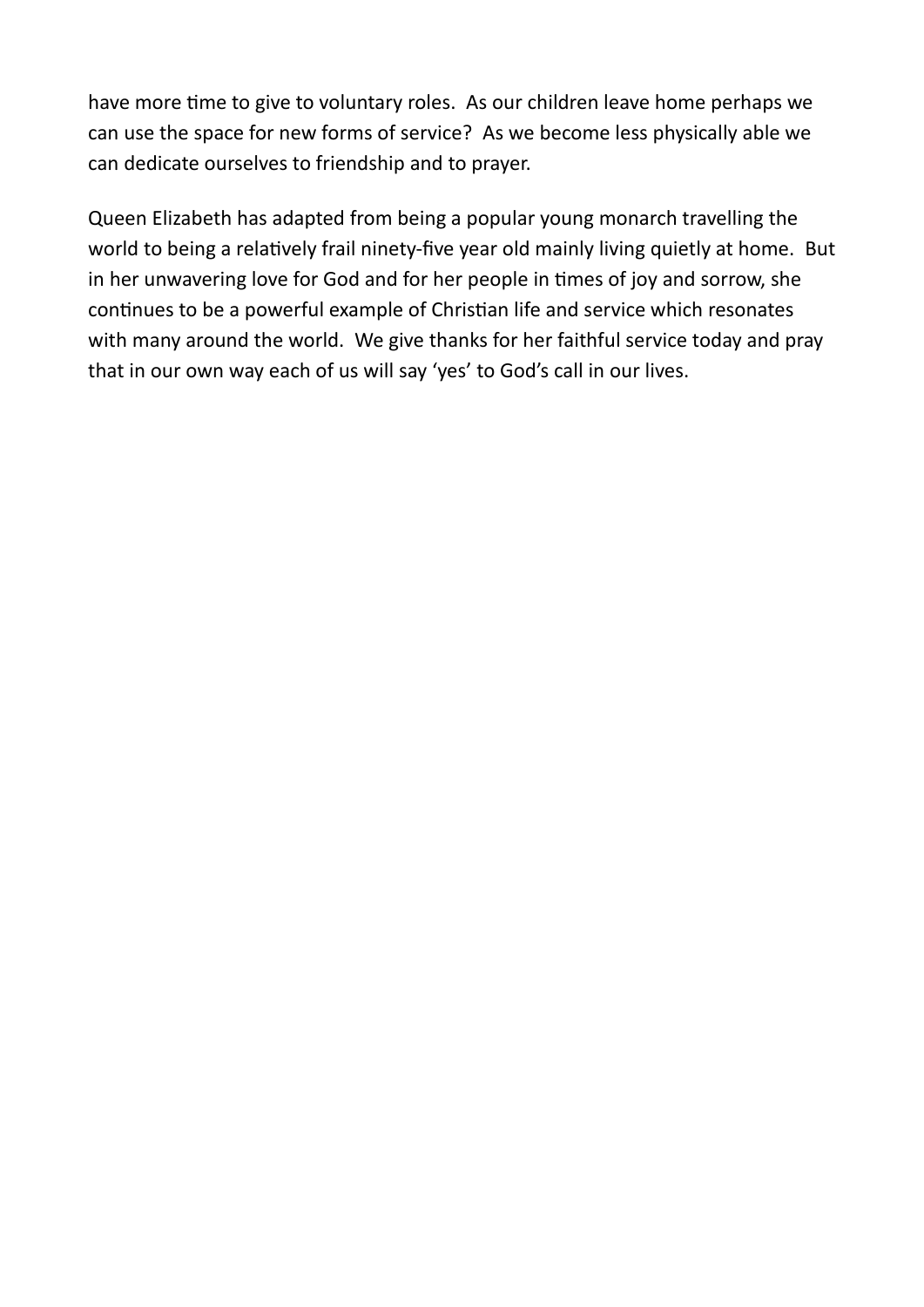have more time to give to voluntary roles.  As our children leave home perhaps we can use the space for new forms of service?  As we become less physically able we can dedicate ourselves to friendship and to prayer.

Queen Elizabeth has adapted from being a popular young monarch travelling the world to being a relatively frail ninety-five year old mainly living quietly at home.  But in her unwavering love for God and for her people in times of joy and sorrow, she continues to be a powerful example of Christian life and service which resonates with many around the world.  We give thanks for her faithful service today and pray that in our own way each of us will say 'yes' to God's call in our lives.